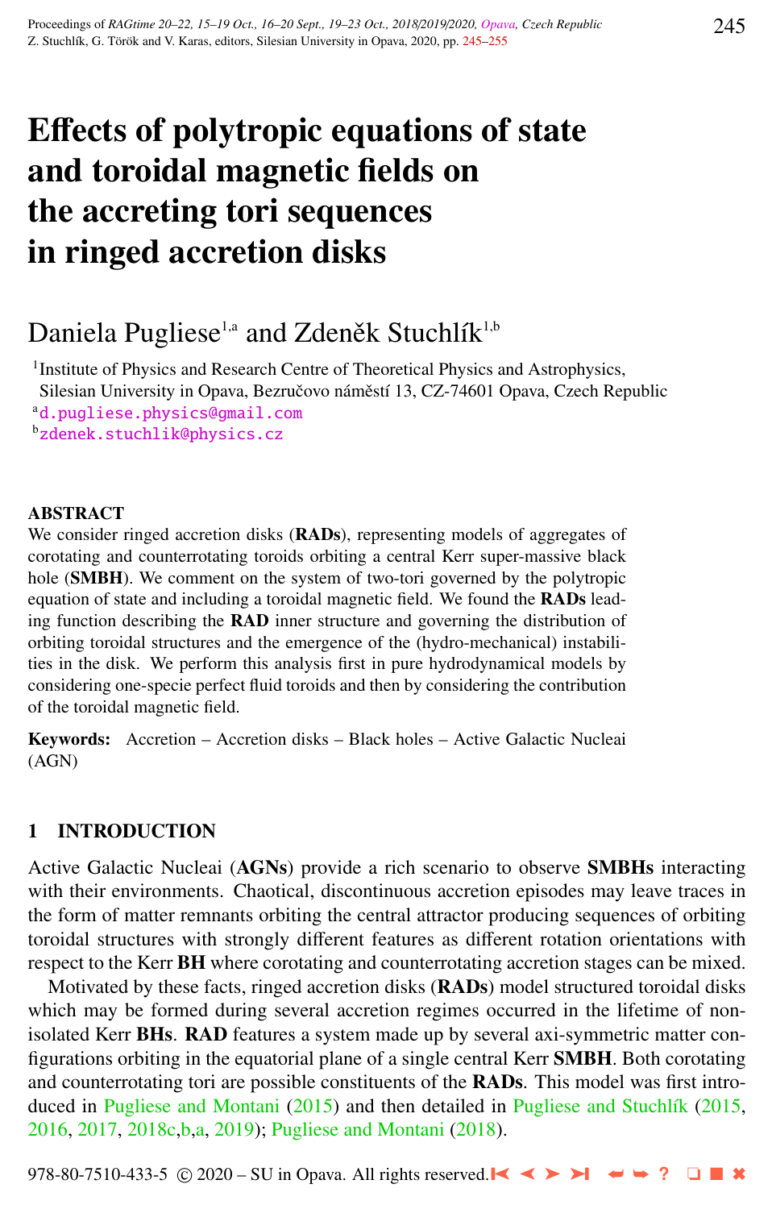# Effects of polytropic equations of state and toroidal magnetic fields on the accreting tori sequences in ringed accretion disks

Daniela Pugliese[1,a] and Zdeněk Stuchlík[1,b]

[1]Institute of Physics and Research Centre of Theoretical Physics and Astrophysics, Silesian University in Opava, Bezručovo náměstí 13, CZ-74601 Opava, Czech Republic

[a]d.pugliese.physics@gmail.com

[b]zdenek.stuchlik@physics.cz

## ABSTRACT

We consider ringed accretion disks (**RADs**), representing models of aggregates of corotating and counterrotating toroids orbiting a central Kerr super-massive black hole (**SMBH**). We comment on the system of two-tori governed by the polytropic equation of state and including a toroidal magnetic field. We found the **RADs** leading function describing the **RAD** inner structure and governing the distribution of orbiting toroidal structures and the emergence of the (hydro-mechanical) instabilities in the disk. We perform this analysis first in pure hydrodynamical models by considering one-specie perfect fluid toroids and then by considering the contribution of the toroidal magnetic field.

**Keywords:** Accretion – Accretion disks – Black holes – Active Galactic Nuclei (AGN)

## 1 INTRODUCTION

Active Galactic Nuclei (**AGNs**) provide a rich scenario to observe **SMBHs** interacting with their environments. Chaotical, discontinuous accretion episodes may leave traces in the form of matter remnants orbiting the central attractor producing sequences of orbiting toroidal structures with strongly different features as different rotation orientations with respect to the Kerr **BH** where corotating and counterrotating accretion stages can be mixed.

Motivated by these facts, ringed accretion disks (**RADs**) model structured toroidal disks which may be formed during several accretion regimes occurred in the lifetime of non-isolated Kerr **BHs**. **RAD** features a system made up by several axi-symmetric matter configurations orbiting in the equatorial plane of a single central Kerr **SMBH**. Both corotating and counterrotating tori are possible constituents of the **RADs**. This model was first introduced in Pugliese and Montani (2015) and then detailed in Pugliese and Stuchlík (2015, 2016, 2017, 2018c,b,a, 2019); Pugliese and Montani (2018).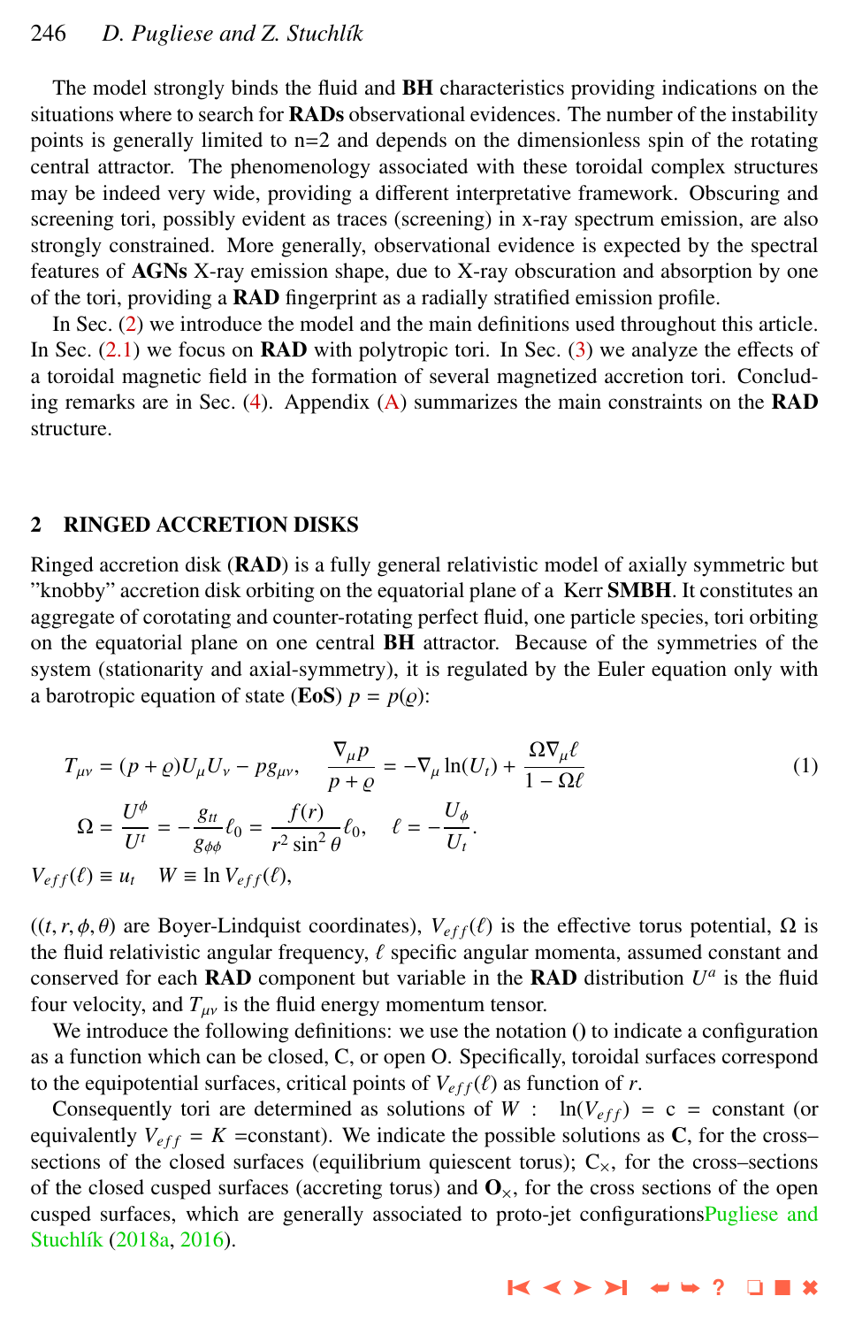The model strongly binds the fluid and **BH** characteristics providing indications on the situations where to search for **RADs** observational evidences. The number of the instability points is generally limited to n=2 and depends on the dimensionless spin of the rotating central attractor. The phenomenology associated with these toroidal complex structures may be indeed very wide, providing a different interpretative framework. Obscuring and screening tori, possibly evident as traces (screening) in x-ray spectrum emission, are also strongly constrained. More generally, observational evidence is expected by the spectral features of **AGNs** X-ray emission shape, due to X-ray obscuration and absorption by one of the tori, providing a **RAD** fingerprint as a radially stratified emission profile.

In Sec. (2) we introduce the model and the main definitions used throughout this article. In Sec. (2.1) we focus on **RAD** with polytropic tori. In Sec. (3) we analyze the effects of a toroidal magnetic field in the formation of several magnetized accretion tori. Concluding remarks are in Sec. (4). Appendix (A) summarizes the main constraints on the **RAD** structure.

## 2 RINGED ACCRETION DISKS

Ringed accretion disk (**RAD**) is a fully general relativistic model of axially symmetric but "knobby" accretion disk orbiting on the equatorial plane of a Kerr **SMBH**. It constitutes an aggregate of corotating and counter-rotating perfect fluid, one particle species, tori orbiting on the equatorial plane on one central **BH** attractor. Because of the symmetries of the system (stationarity and axial-symmetry), it is regulated by the Euler equation only with a barotropic equation of state (**EoS**) $p = p(\varrho)$:

$$
\begin{aligned}
&T_{\mu\nu} = (p+\varrho)U_{\mu}U_{\nu} - p g_{\mu\nu}, \quad \frac{\nabla_{\mu} p}{p+\varrho} = -\nabla_{\mu}\ln(U_t) + \frac{\Omega \nabla_{\mu}\ell}{1-\Omega\ell} \\
&\Omega = \frac{U^{\phi}}{U^{t}} = -\frac{g_{tt}}{g_{\phi\phi}}\ell_0 = \frac{f(r)}{r^2\sin^2\theta}\ell_0, \quad \ell = -\frac{U_{\phi}}{U_t}. \\
&V_{eff}(\ell) \equiv u_t \quad W \equiv \ln V_{eff}(\ell),
\end{aligned}
\tag{1}
$$

($(t, r, \phi, \theta)$ are Boyer-Lindquist coordinates), $V_{eff}(\ell)$ is the effective torus potential, $\Omega$ is the fluid relativistic angular frequency, $\ell$ specific angular momenta, assumed constant and conserved for each **RAD** component but variable in the **RAD** distribution $U^a$ is the fluid four velocity, and $T_{\mu\nu}$ is the fluid energy momentum tensor.

We introduce the following definitions: we use the notation () to indicate a configuration as a function which can be closed, C, or open O. Specifically, toroidal surfaces correspond to the equipotential surfaces, critical points of $V_{eff}(\ell)$ as function of $r$.

Consequently tori are determined as solutions of $W$ : $\ln(V_{eff})$ = c = constant (or equivalently $V_{eff} = K$ =constant). We indicate the possible solutions as **C**, for the cross–sections of the closed surfaces (equilibrium quiescent torus); $C_{\times}$, for the cross–sections of the closed cusped surfaces (accreting torus) and $\mathbf{O}_{\times}$, for the cross sections of the open cusped surfaces, which are generally associated to proto-jet configurationsPugliese and Stuchlík (2018a, 2016).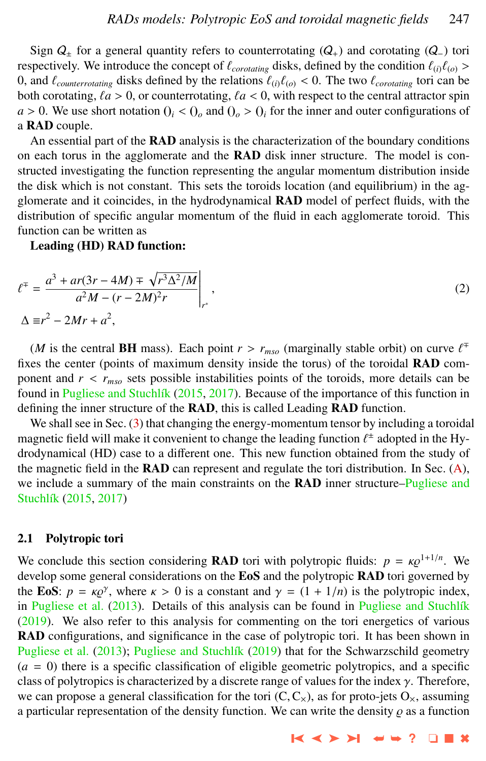Sign $Q_\pm$ for a general quantity refers to counterrotating ($Q_+$) and corotating ($Q_-$) tori respectively. We introduce the concept of $\ell_{corotating}$ disks, defined by the condition $\ell_{(i)}\ell_{(o)} > 0$, and $\ell_{counterrotating}$ disks defined by the relations $\ell_{(i)}\ell_{(o)} < 0$. The two $\ell_{corotating}$ tori can be both corotating, $\ell a > 0$, or counterrotating, $\ell a < 0$, with respect to the central attractor spin $a > 0$. We use short notation $()_i < ()_o$ and $()_o > ()_i$ for the inner and outer configurations of a **RAD** couple.

An essential part of the **RAD** analysis is the characterization of the boundary conditions on each torus in the agglomerate and the **RAD** disk inner structure. The model is constructed investigating the function representing the angular momentum distribution inside the disk which is not constant. This sets the toroids location (and equilibrium) in the agglomerate and it coincides, in the hydrodynamical **RAD** model of perfect fluids, with the distribution of specific angular momentum of the fluid in each agglomerate toroid. This function can be written as

**Leading (HD) RAD function:**

$$\ell^{\mp} = \left.\frac{a^3 + ar(3r - 4M) \mp \sqrt{r^3\Delta^2/M}}{a^2M - (r - 2M)^2 r}\right|_{r^*}, \tag{2}$$
$$\Delta \equiv r^2 - 2Mr + a^2,$$

($M$ is the central **BH** mass). Each point $r > r_{mso}$ (marginally stable orbit) on curve $\ell^{\mp}$ fixes the center (points of maximum density inside the torus) of the toroidal **RAD** component and $r < r_{mso}$ sets possible instabilities points of the toroids, more details can be found in Pugliese and Stuchlík (2015, 2017). Because of the importance of this function in defining the inner structure of the **RAD**, this is called Leading **RAD** function.

We shall see in Sec. (3) that changing the energy-momentum tensor by including a toroidal magnetic field will make it convenient to change the leading function $\ell^{\pm}$ adopted in the Hydrodynamical (HD) case to a different one. This new function obtained from the study of the magnetic field in the **RAD** can represent and regulate the tori distribution. In Sec. (A), we include a summary of the main constraints on the **RAD** inner structure–Pugliese and Stuchlík (2015, 2017)

### 2.1 Polytropic tori

We conclude this section considering **RAD** tori with polytropic fluids: $p = \kappa\varrho^{1+1/n}$. We develop some general considerations on the **EoS** and the polytropic **RAD** tori governed by the **EoS**: $p = \kappa\varrho^{\gamma}$, where $\kappa > 0$ is a constant and $\gamma = (1 + 1/n)$ is the polytropic index, in Pugliese et al. (2013). Details of this analysis can be found in Pugliese and Stuchlík (2019). We also refer to this analysis for commenting on the tori energetics of various **RAD** configurations, and significance in the case of polytropic tori. It has been shown in Pugliese et al. (2013); Pugliese and Stuchlík (2019) that for the Schwarzschild geometry ($a = 0$) there is a specific classification of eligible geometric polytropics, and a specific class of polytropics is characterized by a discrete range of values for the index $\gamma$. Therefore, we can propose a general classification for the tori ($C$, $C_\times$), as for proto-jets $O_\times$, assuming a particular representation of the density function. We can write the density $\varrho$ as a function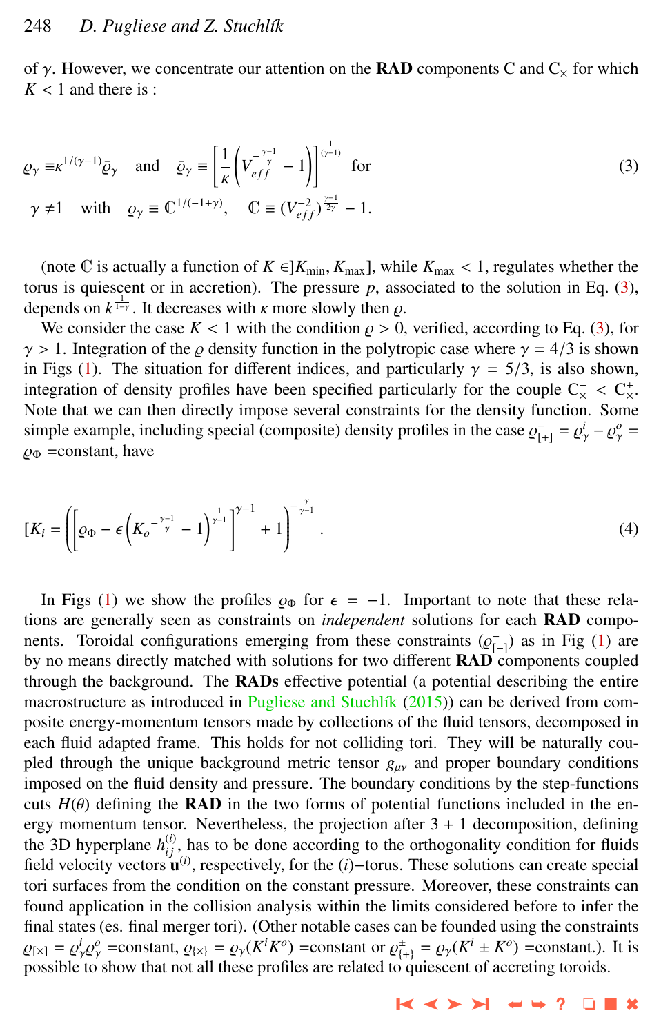of $\gamma$. However, we concentrate our attention on the **RAD** components C and $C_\times$ for which $K < 1$ and there is :

$$\varrho_\gamma \equiv \kappa^{1/(\gamma-1)} \bar{\varrho}_\gamma \quad \text{and} \quad \bar{\varrho}_\gamma \equiv \left[\frac{1}{\kappa}\left(V_{eff}^{-\frac{\gamma-1}{\gamma}} - 1\right)\right]^{\frac{1}{(\gamma-1)}} \quad \text{for} \tag{3}$$

$$\gamma \neq 1 \quad \text{with} \quad \varrho_\gamma \equiv \mathbb{C}^{1/(-1+\gamma)}, \quad \mathbb{C} \equiv (V_{eff}^{-2})^{\frac{\gamma-1}{2\gamma}} - 1.$$

(note $\mathbb{C}$ is actually a function of $K \in ]K_{\min}, K_{\max}]$, while $K_{\max} < 1$, regulates whether the torus is quiescent or in accretion). The pressure $p$, associated to the solution in Eq. (3), depends on $k^{\frac{1}{1-\gamma}}$. It decreases with $\kappa$ more slowly then $\varrho$.

We consider the case $K < 1$ with the condition $\varrho > 0$, verified, according to Eq. (3), for $\gamma > 1$. Integration of the $\varrho$ density function in the polytropic case where $\gamma = 4/3$ is shown in Figs (1). The situation for different indices, and particularly $\gamma = 5/3$, is also shown, integration of density profiles have been specified particularly for the couple $C_\times^- < C_\times^+$. Note that we can then directly impose several constraints for the density function. Some simple example, including special (composite) density profiles in the case $\varrho_{[+]}^- = \varrho_\gamma^i - \varrho_\gamma^o = \varrho_\Phi$ =constant, have

$$[K_i = \left(\left[\varrho_\Phi - \epsilon\left(K_o^{-\frac{\gamma-1}{\gamma}} - 1\right)^{\frac{1}{\gamma-1}}\right]^{\gamma-1} + 1\right)^{-\frac{\gamma}{\gamma-1}}. \tag{4}$$

In Figs (1) we show the profiles $\varrho_\Phi$ for $\epsilon = -1$. Important to note that these relations are generally seen as constraints on *independent* solutions for each **RAD** components. Toroidal configurations emerging from these constraints ($\varrho_{[+]}^-$) as in Fig (1) are by no means directly matched with solutions for two different **RAD** components coupled through the background. The **RADs** effective potential (a potential describing the entire macrostructure as introduced in Pugliese and Stuchlík (2015)) can be derived from composite energy-momentum tensors made by collections of the fluid tensors, decomposed in each fluid adapted frame. This holds for not colliding tori. They will be naturally coupled through the unique background metric tensor $g_{\mu\nu}$ and proper boundary conditions imposed on the fluid density and pressure. The boundary conditions by the step-functions cuts $H(\theta)$ defining the **RAD** in the two forms of potential functions included in the energy momentum tensor. Nevertheless, the projection after 3 + 1 decomposition, defining the 3D hyperplane $h_{ij}^{(i)}$, has to be done according to the orthogonality condition for fluids field velocity vectors $\mathbf{u}^{(i)}$, respectively, for the $(i)-$torus. These solutions can create special tori surfaces from the condition on the constant pressure. Moreover, these constraints can found application in the collision analysis within the limits considered before to infer the final states (es. final merger tori). (Other notable cases can be founded using the constraints $\varrho_{[\times]} = \varrho_\gamma^i \varrho_\gamma^o$ =constant, $\varrho_{\{\times\}} = \varrho_\gamma(K^i K^o)$ =constant or $\varrho_{\{+\}}^\pm = \varrho_\gamma(K^i \pm K^o)$ =constant.). It is possible to show that not all these profiles are related to quiescent of accreting toroids.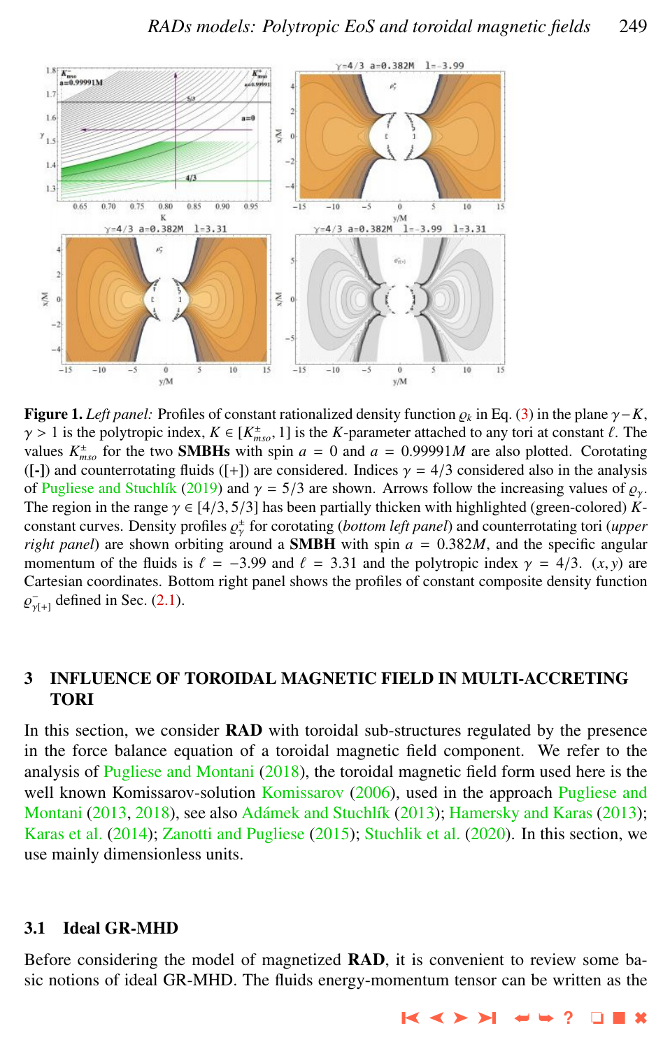**Figure 1.** *Left panel:* Profiles of constant rationalized density function $\varrho_k$ in Eq. (3) in the plane $\gamma - K$, $\gamma > 1$ is the polytropic index, $K \in [K^{\pm}_{mso}, 1]$ is the $K$-parameter attached to any tori at constant $\ell$. The values $K^{\pm}_{mso}$ for the two **SMBHs** with spin $a = 0$ and $a = 0.99991M$ are also plotted. Corotating (**[-]**) and counterrotating fluids ([+]) are considered. Indices $\gamma = 4/3$ considered also in the analysis of Pugliese and Stuchlík (2019) and $\gamma = 5/3$ are shown. Arrows follow the increasing values of $\varrho_\gamma$. The region in the range $\gamma \in [4/3, 5/3]$ has been partially thicken with highlighted (green-colored) $K$-constant curves. Density profiles $\varrho^{\pm}_{\gamma}$ for corotating (*bottom left panel*) and counterrotating tori (*upper right panel*) are shown orbiting around a **SMBH** with spin $a = 0.382M$, and the specific angular momentum of the fluids is $\ell = -3.99$ and $\ell = 3.31$ and the polytropic index $\gamma = 4/3$. $(x, y)$ are Cartesian coordinates. Bottom right panel shows the profiles of constant composite density function $\varrho^{-}_{\gamma[+]}$ defined in Sec. (2.1).

## 3 INFLUENCE OF TOROIDAL MAGNETIC FIELD IN MULTI-ACCRETING TORI

In this section, we consider **RAD** with toroidal sub-structures regulated by the presence in the force balance equation of a toroidal magnetic field component. We refer to the analysis of Pugliese and Montani (2018), the toroidal magnetic field form used here is the well known Komissarov-solution Komissarov (2006), used in the approach Pugliese and Montani (2013, 2018), see also Adámek and Stuchlík (2013); Hamersky and Karas (2013); Karas et al. (2014); Zanotti and Pugliese (2015); Stuchlik et al. (2020). In this section, we use mainly dimensionless units.

### 3.1 Ideal GR-MHD

Before considering the model of magnetized **RAD**, it is convenient to review some basic notions of ideal GR-MHD. The fluids energy-momentum tensor can be written as the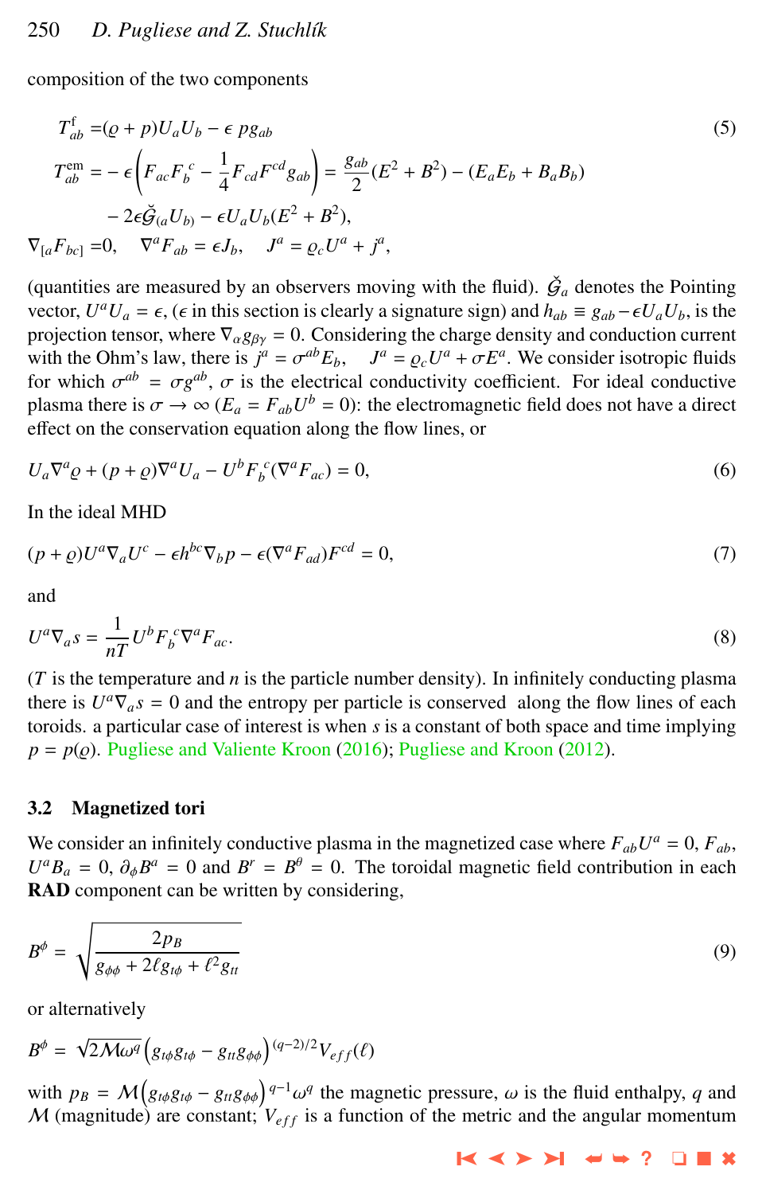composition of the two components

$$
\begin{aligned}
T^{\mathrm{f}}_{ab} =&(\varrho + p)U_a U_b - \epsilon\, p g_{ab} \\
T^{\mathrm{em}}_{ab} =& -\epsilon\left(F_{ac}F_b^{\ c} - \frac{1}{4}F_{cd}F^{cd}g_{ab}\right) = \frac{g_{ab}}{2}(E^2 + B^2) - (E_a E_b + B_a B_b) \\
& - 2\epsilon\breve{\mathcal{G}}_{(a}U_{b)} - \epsilon U_a U_b (E^2 + B^2), \\
\nabla_{[a}F_{bc]} =&0, \quad \nabla^a F_{ab} = \epsilon J_b, \quad J^a = \varrho_c U^a + j^a,
\end{aligned}
\tag{5}
$$

(quantities are measured by an observers moving with the fluid). $\breve{\mathcal{G}}_a$ denotes the Pointing vector, $U^a U_a = \epsilon$, ($\epsilon$ in this section is clearly a signature sign) and $h_{ab} \equiv g_{ab} - \epsilon U_a U_b$, is the projection tensor, where $\nabla_\alpha g_{\beta\gamma} = 0$. Considering the charge density and conduction current with the Ohm's law, there is $j^a = \sigma^{ab}E_b$, $\quad J^a = \varrho_c U^a + \sigma E^a$. We consider isotropic fluids for which $\sigma^{ab} = \sigma g^{ab}$, $\sigma$ is the electrical conductivity coefficient. For ideal conductive plasma there is $\sigma \to \infty$ ($E_a = F_{ab}U^b = 0$): the electromagnetic field does not have a direct effect on the conservation equation along the flow lines, or

$$
U_a \nabla^a \varrho + (p + \varrho)\nabla^a U_a - U^b F_b^{\ c}(\nabla^a F_{ac}) = 0,
\tag{6}
$$

In the ideal MHD

$$
(p + \varrho)U^a \nabla_a U^c - \epsilon h^{bc}\nabla_b p - \epsilon(\nabla^a F_{ad})F^{cd} = 0,
\tag{7}
$$

and

$$
U^a \nabla_a s = \frac{1}{nT} U^b F_b^{\ c} \nabla^a F_{ac}.
\tag{8}
$$

($T$ is the temperature and $n$ is the particle number density). In infinitely conducting plasma there is $U^a \nabla_a s = 0$ and the entropy per particle is conserved along the flow lines of each toroids. a particular case of interest is when $s$ is a constant of both space and time implying $p = p(\varrho)$. Pugliese and Valiente Kroon (2016); Pugliese and Kroon (2012).

### 3.2 Magnetized tori

We consider an infinitely conductive plasma in the magnetized case where $F_{ab}U^a = 0$, $F_{ab}$, $U^a B_a = 0$, $\partial_\phi B^a = 0$ and $B^r = B^\theta = 0$. The toroidal magnetic field contribution in each **RAD** component can be written by considering,

$$
B^\phi = \sqrt{\frac{2p_B}{g_{\phi\phi} + 2\ell g_{t\phi} + \ell^2 g_{tt}}}
\tag{9}
$$

or alternatively

$$
B^\phi = \sqrt{2\mathcal{M}\omega^q}\left(g_{t\phi}g_{t\phi} - g_{tt}g_{\phi\phi}\right)^{(q-2)/2} V_{eff}(\ell)
$$

with $p_B = \mathcal{M}\left(g_{t\phi}g_{t\phi} - g_{tt}g_{\phi\phi}\right)^{q-1}\omega^q$ the magnetic pressure, $\omega$ is the fluid enthalpy, $q$ and $\mathcal{M}$ (magnitude) are constant; $V_{eff}$ is a function of the metric and the angular momentum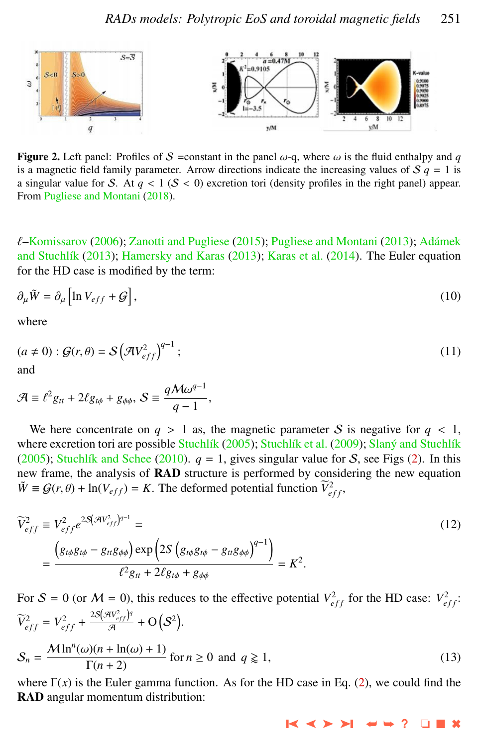**Figure 2.** Left panel: Profiles of $\mathcal{S}$ =constant in the panel $\omega$-q, where $\omega$ is the fluid enthalpy and $q$ is a magnetic field family parameter. Arrow directions indicate the increasing values of $\mathcal{S}$ $q = 1$ is a singular value for $\mathcal{S}$. At $q < 1$ ($\mathcal{S} < 0$) excretion tori (density profiles in the right panel) appear. From Pugliese and Montani (2018).

$\ell$–Komissarov (2006); Zanotti and Pugliese (2015); Pugliese and Montani (2013); Adámek and Stuchlík (2013); Hamersky and Karas (2013); Karas et al. (2014). The Euler equation for the HD case is modified by the term:

$$\partial_\mu \tilde{W} = \partial_\mu \left[\ln V_{eff} + \mathcal{G}\right], \tag{10}$$

where

$$(a \neq 0) : \mathcal{G}(r,\theta) = \mathcal{S}\left(\mathcal{A}V_{eff}^2\right)^{q-1}; \tag{11}$$

and

$$\mathcal{A} \equiv \ell^2 g_{tt} + 2\ell g_{t\phi} + g_{\phi\phi}, \; \mathcal{S} \equiv \frac{q\mathcal{M}\omega^{q-1}}{q-1},$$

We here concentrate on $q > 1$ as, the magnetic parameter $\mathcal{S}$ is negative for $q < 1$, where excretion tori are possible Stuchlík (2005); Stuchlík et al. (2009); Slaný and Stuchlík (2005); Stuchlík and Schee (2010). $q = 1$, gives singular value for $\mathcal{S}$, see Figs (2). In this new frame, the analysis of **RAD** structure is performed by considering the new equation $\tilde{W} \equiv \mathcal{G}(r,\theta) + \ln(V_{eff}) = K$. The deformed potential function $\widetilde{V}_{eff}^2$,

$$\widetilde{V}_{eff}^2 \equiv V_{eff}^2 e^{2\mathcal{S}\left(\mathcal{A}V_{eff}^2\right)^{q-1}} = \tag{12}$$
$$= \frac{\left(g_{t\phi}g_{t\phi} - g_{tt}g_{\phi\phi}\right)\exp\left(2\mathcal{S}\left(g_{t\phi}g_{t\phi} - g_{tt}g_{\phi\phi}\right)^{q-1}\right)}{\ell^2 g_{tt} + 2\ell g_{t\phi} + g_{\phi\phi}} = K^2.$$

For $\mathcal{S} = 0$ (or $\mathcal{M} = 0$), this reduces to the effective potential $V_{eff}^2$ for the HD case: $V_{eff}^2$: $\widetilde{V}_{eff}^2 = V_{eff}^2 + \frac{2\mathcal{S}\left(\mathcal{A}V_{eff}^2\right)^q}{\mathcal{A}} + \mathrm{O}\left(\mathcal{S}^2\right)$.

$$\mathcal{S}_n = \frac{\mathcal{M}\ln^n(\omega)(n+\ln(\omega)+1)}{\Gamma(n+2)} \text{ for } n \geq 0 \text{ and } q \gtrapprox 1, \tag{13}$$

where $\Gamma(x)$ is the Euler gamma function. As for the HD case in Eq. (2), we could find the **RAD** angular momentum distribution: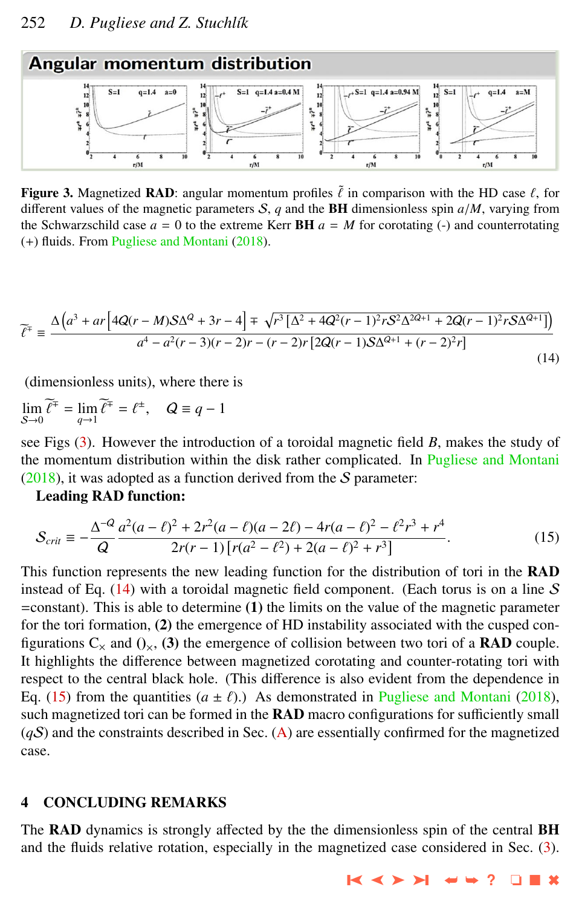**Angular momentum distribution**

**Figure 3.** Magnetized **RAD**: angular momentum profiles $\tilde{\ell}$ in comparison with the HD case $\ell$, for different values of the magnetic parameters $\mathcal{S}$, $q$ and the **BH** dimensionless spin $a/M$, varying from the Schwarzschild case $a = 0$ to the extreme Kerr **BH** $a = M$ for corotating (-) and counterrotating (+) fluids. From Pugliese and Montani (2018).

$$\widetilde{\ell^{\mp}} \equiv \frac{\Delta\left(a^3 + ar\left[4Q(r-M)\mathcal{S}\Delta^{Q} + 3r - 4\right] \mp \sqrt{r^3\left[\Delta^2 + 4Q^2(r-1)^2 r\mathcal{S}^2\Delta^{2Q+1} + 2Q(r-1)^2 r\mathcal{S}\Delta^{Q+1}\right]}\right)}{a^4 - a^2(r-3)(r-2)r - (r-2)r\left[2Q(r-1)\mathcal{S}\Delta^{Q+1} + (r-2)^2 r\right]} \tag{14}$$

(dimensionless units), where there is

$$\lim_{\mathcal{S}\to 0}\widetilde{\ell^{\mp}} = \lim_{q\to 1}\widetilde{\ell^{\mp}} = \ell^{\pm}, \quad Q \equiv q - 1$$

see Figs (3). However the introduction of a toroidal magnetic field $B$, makes the study of the momentum distribution within the disk rather complicated. In Pugliese and Montani (2018), it was adopted as a function derived from the $\mathcal{S}$ parameter:

**Leading RAD function:**

$$\mathcal{S}_{crit} \equiv -\frac{\Delta^{-Q}}{Q}\frac{a^2(a-\ell)^2 + 2r^2(a-\ell)(a-2\ell) - 4r(a-\ell)^2 - \ell^2 r^3 + r^4}{2r(r-1)\left[r(a^2-\ell^2) + 2(a-\ell)^2 + r^3\right]}. \tag{15}$$

This function represents the new leading function for the distribution of tori in the **RAD** instead of Eq. (14) with a toroidal magnetic field component. (Each torus is on a line $\mathcal{S}$ =constant). This is able to determine **(1)** the limits on the value of the magnetic parameter for the tori formation, **(2)** the emergence of HD instability associated with the cusped configurations $C_{\times}$ and $()_{\times}$, **(3)** the emergence of collision between two tori of a **RAD** couple. It highlights the difference between magnetized corotating and counter-rotating tori with respect to the central black hole. (This difference is also evident from the dependence in Eq. (15) from the quantities $(a \pm \ell)$.) As demonstrated in Pugliese and Montani (2018), such magnetized tori can be formed in the **RAD** macro configurations for sufficiently small $(q\mathcal{S})$ and the constraints described in Sec. (A) are essentially confirmed for the magnetized case.

## 4 CONCLUDING REMARKS

The **RAD** dynamics is strongly affected by the the dimensionless spin of the central **BH** and the fluids relative rotation, especially in the magnetized case considered in Sec. (3).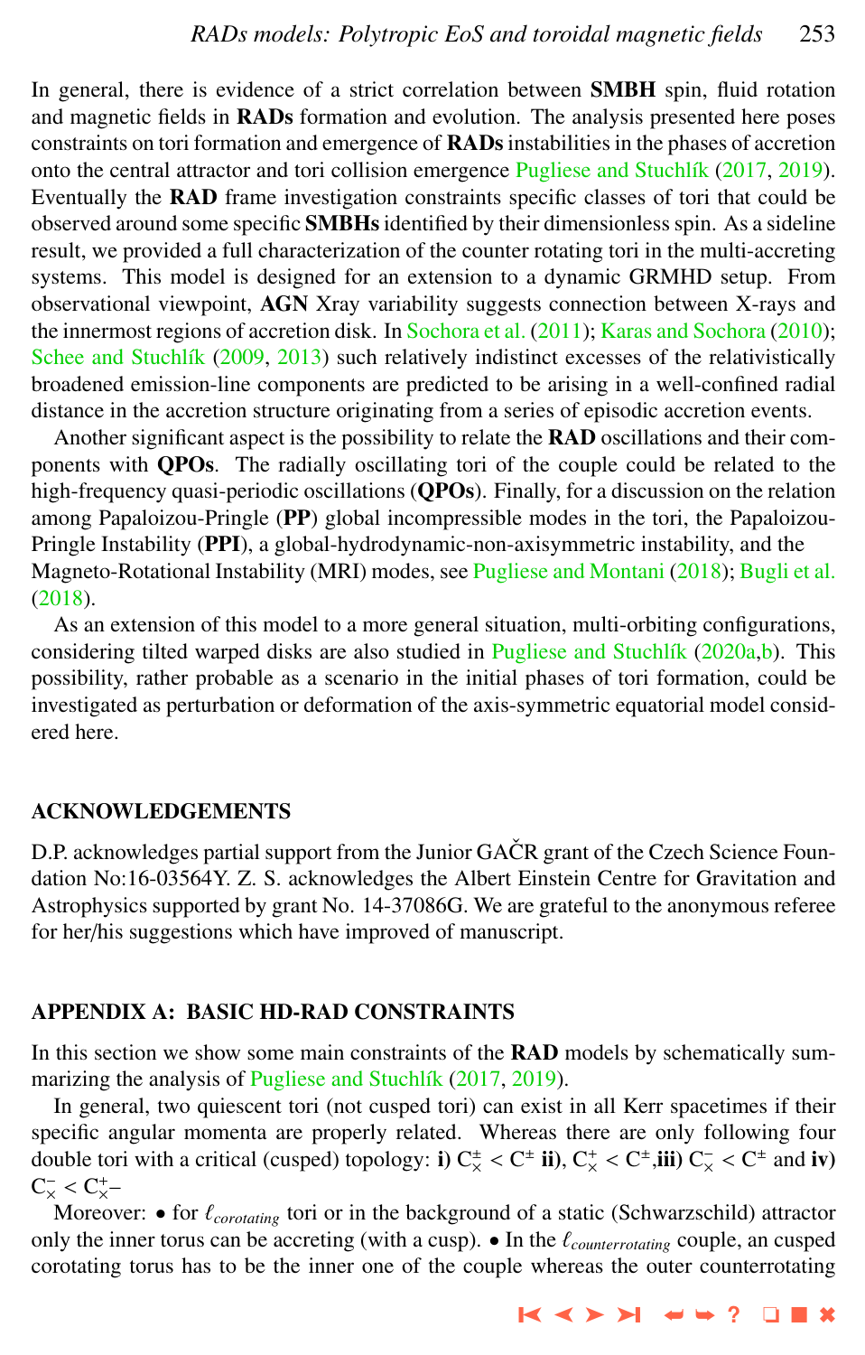In general, there is evidence of a strict correlation between **SMBH** spin, fluid rotation and magnetic fields in **RADs** formation and evolution. The analysis presented here poses constraints on tori formation and emergence of **RADs** instabilities in the phases of accretion onto the central attractor and tori collision emergence Pugliese and Stuchlík (2017, 2019). Eventually the **RAD** frame investigation constraints specific classes of tori that could be observed around some specific **SMBHs** identified by their dimensionless spin. As a sideline result, we provided a full characterization of the counter rotating tori in the multi-accreting systems. This model is designed for an extension to a dynamic GRMHD setup. From observational viewpoint, **AGN** Xray variability suggests connection between X-rays and the innermost regions of accretion disk. In Sochora et al. (2011); Karas and Sochora (2010); Schee and Stuchlík (2009, 2013) such relatively indistinct excesses of the relativistically broadened emission-line components are predicted to be arising in a well-confined radial distance in the accretion structure originating from a series of episodic accretion events.

Another significant aspect is the possibility to relate the **RAD** oscillations and their components with **QPOs**. The radially oscillating tori of the couple could be related to the high-frequency quasi-periodic oscillations (**QPOs**). Finally, for a discussion on the relation among Papaloizou-Pringle (**PP**) global incompressible modes in the tori, the Papaloizou-Pringle Instability (**PPI**), a global-hydrodynamic-non-axisymmetric instability, and the Magneto-Rotational Instability (MRI) modes, see Pugliese and Montani (2018); Bugli et al. (2018).

As an extension of this model to a more general situation, multi-orbiting configurations, considering tilted warped disks are also studied in Pugliese and Stuchlík (2020a,b). This possibility, rather probable as a scenario in the initial phases of tori formation, could be investigated as perturbation or deformation of the axis-symmetric equatorial model considered here.

## ACKNOWLEDGEMENTS

D.P. acknowledges partial support from the Junior GAČR grant of the Czech Science Foundation No:16-03564Y. Z. S. acknowledges the Albert Einstein Centre for Gravitation and Astrophysics supported by grant No. 14-37086G. We are grateful to the anonymous referee for her/his suggestions which have improved of manuscript.

## APPENDIX A: BASIC HD-RAD CONSTRAINTS

In this section we show some main constraints of the **RAD** models by schematically summarizing the analysis of Pugliese and Stuchlík (2017, 2019).

In general, two quiescent tori (not cusped tori) can exist in all Kerr spacetimes if their specific angular momenta are properly related. Whereas there are only following four double tori with a critical (cusped) topology: **i)** $C_{\times}^{\pm} < C^{\pm}$ **ii)**, $C_{\times}^{+} < C^{\pm}$,**iii)** $C_{\times}^{-} < C^{\pm}$ and **iv)** $C_{\times}^{-} < C_{\times}^{+}$–

Moreover: • for $\ell_{corotating}$ tori or in the background of a static (Schwarzschild) attractor only the inner torus can be accreting (with a cusp). • In the $\ell_{counterrotating}$ couple, an cusped corotating torus has to be the inner one of the couple whereas the outer counterrotating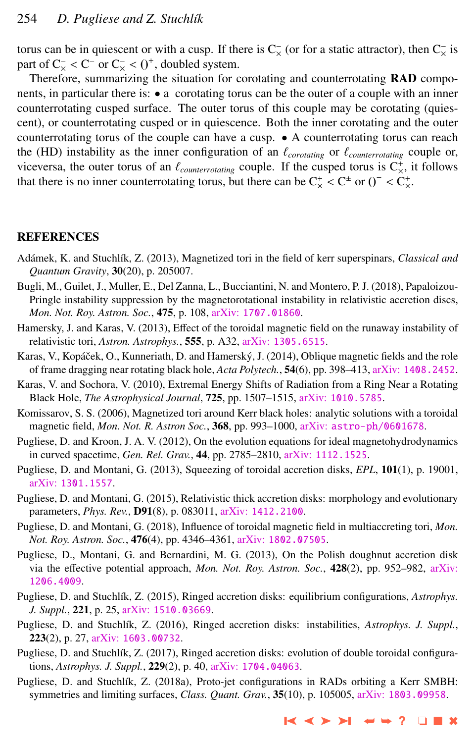torus can be in quiescent or with a cusp. If there is $C_{\times}^{-}$ (or for a static attractor), then $C_{\times}^{-}$ is part of $C_{\times}^{-} < C^{-}$ or $C_{\times}^{-} < ()^{+}$, doubled system.

Therefore, summarizing the situation for corotating and counterrotating **RAD** components, in particular there is: • a corotating torus can be the outer of a couple with an inner counterrotating cusped surface. The outer torus of this couple may be corotating (quiescent), or counterrotating cusped or in quiescence. Both the inner corotating and the outer counterrotating torus of the couple can have a cusp. • A counterrotating torus can reach the (HD) instability as the inner configuration of an $\ell_{corotating}$ or $\ell_{counterrotating}$ couple or, viceversa, the outer torus of an $\ell_{counterrotating}$ couple. If the cusped torus is $C_{\times}^{+}$, it follows that there is no inner counterrotating torus, but there can be $C_{\times}^{+} < C^{\pm}$ or $()^{-} < C_{\times}^{+}$.

## REFERENCES

Adámek, K. and Stuchlík, Z. (2013), Magnetized tori in the field of kerr superspinars, *Classical and Quantum Gravity*, **30**(20), p. 205007.

Bugli, M., Guilet, J., Muller, E., Del Zanna, L., Bucciantini, N. and Montero, P. J. (2018), Papaloizou-Pringle instability suppression by the magnetorotational instability in relativistic accretion discs, *Mon. Not. Roy. Astron. Soc.*, **475**, p. 108, arXiv: 1707.01860.

Hamersky, J. and Karas, V. (2013), Effect of the toroidal magnetic field on the runaway instability of relativistic tori, *Astron. Astrophys.*, **555**, p. A32, arXiv: 1305.6515.

Karas, V., Kopáček, O., Kunneriath, D. and Hamerský, J. (2014), Oblique magnetic fields and the role of frame dragging near rotating black hole, *Acta Polytech.*, **54**(6), pp. 398–413, arXiv: 1408.2452.

Karas, V. and Sochora, V. (2010), Extremal Energy Shifts of Radiation from a Ring Near a Rotating Black Hole, *The Astrophysical Journal*, **725**, pp. 1507–1515, arXiv: 1010.5785.

Komissarov, S. S. (2006), Magnetized tori around Kerr black holes: analytic solutions with a toroidal magnetic field, *Mon. Not. R. Astron Soc.*, **368**, pp. 993–1000, arXiv: astro-ph/0601678.

Pugliese, D. and Kroon, J. A. V. (2012), On the evolution equations for ideal magnetohydrodynamics in curved spacetime, *Gen. Rel. Grav.*, **44**, pp. 2785–2810, arXiv: 1112.1525.

Pugliese, D. and Montani, G. (2013), Squeezing of toroidal accretion disks, *EPL*, **101**(1), p. 19001, arXiv: 1301.1557.

Pugliese, D. and Montani, G. (2015), Relativistic thick accretion disks: morphology and evolutionary parameters, *Phys. Rev.*, **D91**(8), p. 083011, arXiv: 1412.2100.

Pugliese, D. and Montani, G. (2018), Influence of toroidal magnetic field in multiaccreting tori, *Mon. Not. Roy. Astron. Soc.*, **476**(4), pp. 4346–4361, arXiv: 1802.07505.

Pugliese, D., Montani, G. and Bernardini, M. G. (2013), On the Polish doughnut accretion disk via the effective potential approach, *Mon. Not. Roy. Astron. Soc.*, **428**(2), pp. 952–982, arXiv: 1206.4009.

Pugliese, D. and Stuchlík, Z. (2015), Ringed accretion disks: equilibrium configurations, *Astrophys. J. Suppl.*, **221**, p. 25, arXiv: 1510.03669.

Pugliese, D. and Stuchlík, Z. (2016), Ringed accretion disks: instabilities, *Astrophys. J. Suppl.*, **223**(2), p. 27, arXiv: 1603.00732.

Pugliese, D. and Stuchlík, Z. (2017), Ringed accretion disks: evolution of double toroidal configurations, *Astrophys. J. Suppl.*, **229**(2), p. 40, arXiv: 1704.04063.

Pugliese, D. and Stuchlík, Z. (2018a), Proto-jet configurations in RADs orbiting a Kerr SMBH: symmetries and limiting surfaces, *Class. Quant. Grav.*, **35**(10), p. 105005, arXiv: 1803.09958.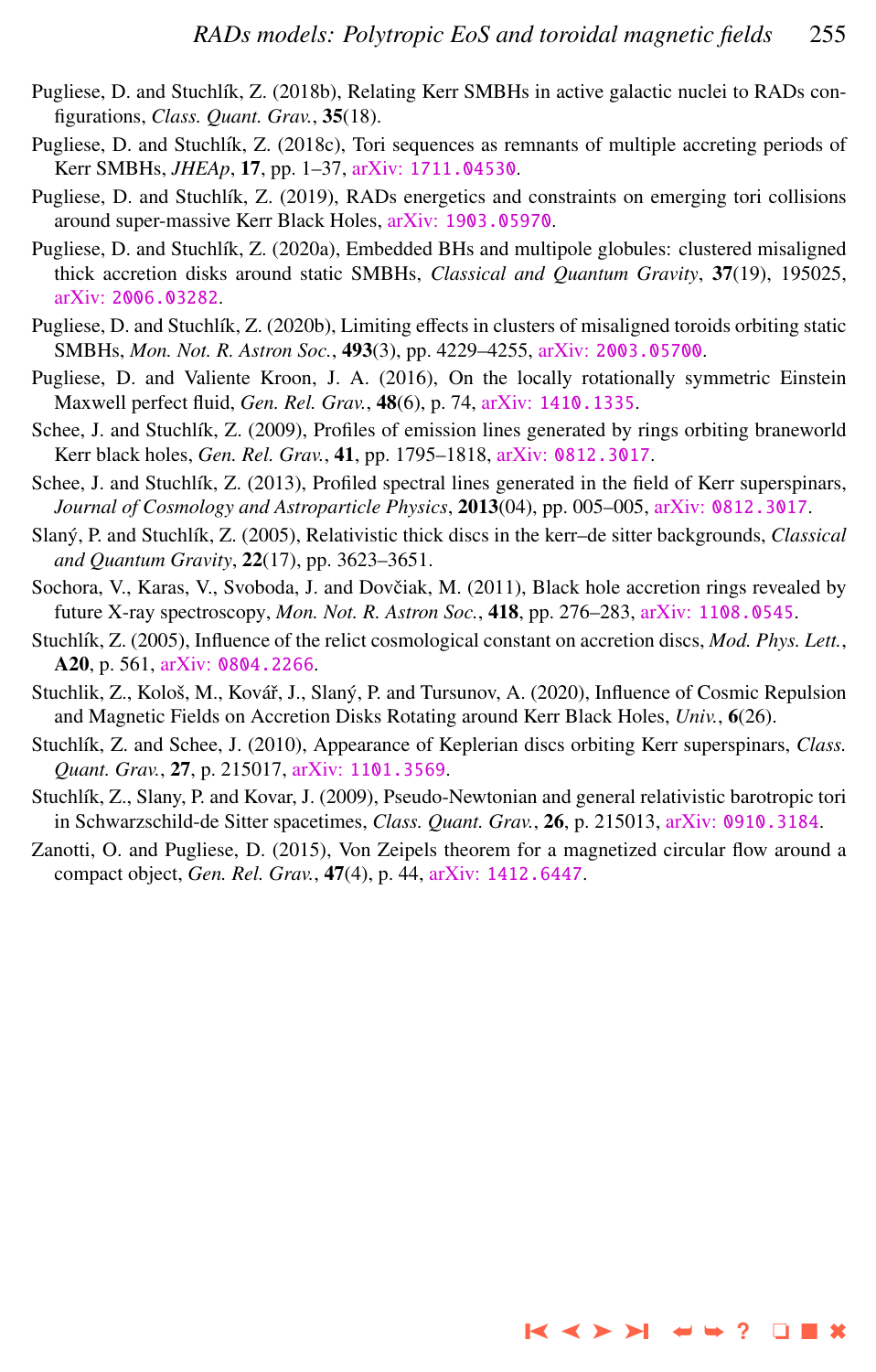Pugliese, D. and Stuchlík, Z. (2018b), Relating Kerr SMBHs in active galactic nuclei to RADs configurations, *Class. Quant. Grav.*, **35**(18).

Pugliese, D. and Stuchlík, Z. (2018c), Tori sequences as remnants of multiple accreting periods of Kerr SMBHs, *JHEAp*, **17**, pp. 1–37, arXiv: 1711.04530.

Pugliese, D. and Stuchlík, Z. (2019), RADs energetics and constraints on emerging tori collisions around super-massive Kerr Black Holes, arXiv: 1903.05970.

Pugliese, D. and Stuchlík, Z. (2020a), Embedded BHs and multipole globules: clustered misaligned thick accretion disks around static SMBHs, *Classical and Quantum Gravity*, **37**(19), 195025, arXiv: 2006.03282.

Pugliese, D. and Stuchlík, Z. (2020b), Limiting effects in clusters of misaligned toroids orbiting static SMBHs, *Mon. Not. R. Astron Soc.*, **493**(3), pp. 4229–4255, arXiv: 2003.05700.

Pugliese, D. and Valiente Kroon, J. A. (2016), On the locally rotationally symmetric Einstein Maxwell perfect fluid, *Gen. Rel. Grav.*, **48**(6), p. 74, arXiv: 1410.1335.

Schee, J. and Stuchlík, Z. (2009), Profiles of emission lines generated by rings orbiting braneworld Kerr black holes, *Gen. Rel. Grav.*, **41**, pp. 1795–1818, arXiv: 0812.3017.

Schee, J. and Stuchlík, Z. (2013), Profiled spectral lines generated in the field of Kerr superspinars, *Journal of Cosmology and Astroparticle Physics*, **2013**(04), pp. 005–005, arXiv: 0812.3017.

Slaný, P. and Stuchlík, Z. (2005), Relativistic thick discs in the kerr–de sitter backgrounds, *Classical and Quantum Gravity*, **22**(17), pp. 3623–3651.

Sochora, V., Karas, V., Svoboda, J. and Dovčiak, M. (2011), Black hole accretion rings revealed by future X-ray spectroscopy, *Mon. Not. R. Astron Soc.*, **418**, pp. 276–283, arXiv: 1108.0545.

Stuchlík, Z. (2005), Influence of the relict cosmological constant on accretion discs, *Mod. Phys. Lett.*, **A20**, p. 561, arXiv: 0804.2266.

Stuchlik, Z., Kološ, M., Kovář, J., Slaný, P. and Tursunov, A. (2020), Influence of Cosmic Repulsion and Magnetic Fields on Accretion Disks Rotating around Kerr Black Holes, *Univ.*, **6**(26).

Stuchlík, Z. and Schee, J. (2010), Appearance of Keplerian discs orbiting Kerr superspinars, *Class. Quant. Grav.*, **27**, p. 215017, arXiv: 1101.3569.

Stuchlík, Z., Slany, P. and Kovar, J. (2009), Pseudo-Newtonian and general relativistic barotropic tori in Schwarzschild-de Sitter spacetimes, *Class. Quant. Grav.*, **26**, p. 215013, arXiv: 0910.3184.

Zanotti, O. and Pugliese, D. (2015), Von Zeipels theorem for a magnetized circular flow around a compact object, *Gen. Rel. Grav.*, **47**(4), p. 44, arXiv: 1412.6447.